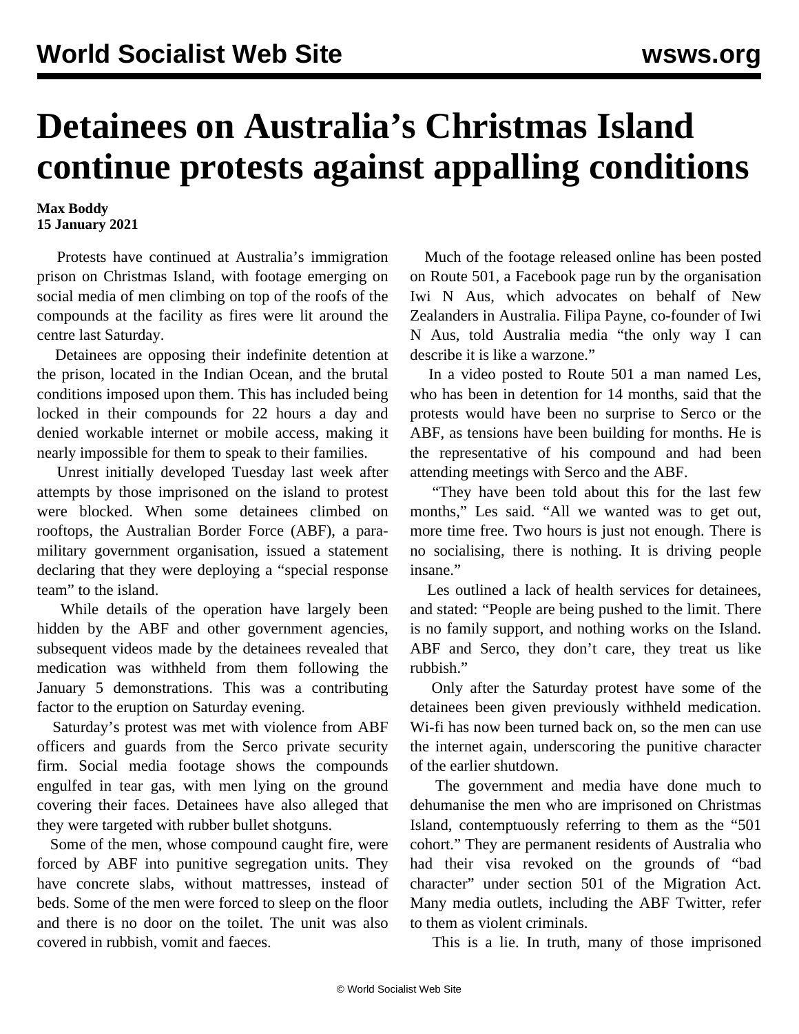# Detainees on Australia's Christmas Island continue protests against appalling conditions

**Max Boddy**
**15 January 2021**

Protests have continued at Australia's immigration prison on Christmas Island, with footage emerging on social media of men climbing on top of the roofs of the compounds at the facility as fires were lit around the centre last Saturday.

Detainees are opposing their indefinite detention at the prison, located in the Indian Ocean, and the brutal conditions imposed upon them. This has included being locked in their compounds for 22 hours a day and denied workable internet or mobile access, making it nearly impossible for them to speak to their families.

Unrest initially developed Tuesday last week after attempts by those imprisoned on the island to protest were blocked. When some detainees climbed on rooftops, the Australian Border Force (ABF), a para-military government organisation, issued a statement declaring that they were deploying a "special response team" to the island.

While details of the operation have largely been hidden by the ABF and other government agencies, subsequent videos made by the detainees revealed that medication was withheld from them following the January 5 demonstrations. This was a contributing factor to the eruption on Saturday evening.

Saturday's protest was met with violence from ABF officers and guards from the Serco private security firm. Social media footage shows the compounds engulfed in tear gas, with men lying on the ground covering their faces. Detainees have also alleged that they were targeted with rubber bullet shotguns.

Some of the men, whose compound caught fire, were forced by ABF into punitive segregation units. They have concrete slabs, without mattresses, instead of beds. Some of the men were forced to sleep on the floor and there is no door on the toilet. The unit was also covered in rubbish, vomit and faeces.

Much of the footage released online has been posted on Route 501, a Facebook page run by the organisation Iwi N Aus, which advocates on behalf of New Zealanders in Australia. Filipa Payne, co-founder of Iwi N Aus, told Australia media "the only way I can describe it is like a warzone."

In a video posted to Route 501 a man named Les, who has been in detention for 14 months, said that the protests would have been no surprise to Serco or the ABF, as tensions have been building for months. He is the representative of his compound and had been attending meetings with Serco and the ABF.

"They have been told about this for the last few months," Les said. "All we wanted was to get out, more time free. Two hours is just not enough. There is no socialising, there is nothing. It is driving people insane."

Les outlined a lack of health services for detainees, and stated: "People are being pushed to the limit. There is no family support, and nothing works on the Island. ABF and Serco, they don't care, they treat us like rubbish."

Only after the Saturday protest have some of the detainees been given previously withheld medication. Wi-fi has now been turned back on, so the men can use the internet again, underscoring the punitive character of the earlier shutdown.

The government and media have done much to dehumanise the men who are imprisoned on Christmas Island, contemptuously referring to them as the "501 cohort." They are permanent residents of Australia who had their visa revoked on the grounds of "bad character" under section 501 of the Migration Act. Many media outlets, including the ABF Twitter, refer to them as violent criminals.

This is a lie. In truth, many of those imprisoned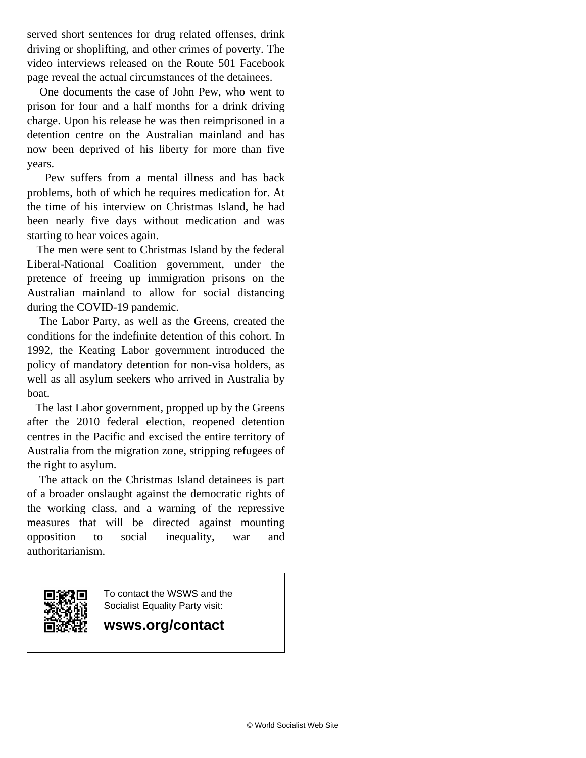served short sentences for drug related offenses, drink driving or shoplifting, and other crimes of poverty. The video interviews released on the Route 501 Facebook page reveal the actual circumstances of the detainees.

One documents the case of John Pew, who went to prison for four and a half months for a drink driving charge. Upon his release he was then reimprisoned in a detention centre on the Australian mainland and has now been deprived of his liberty for more than five years.

Pew suffers from a mental illness and has back problems, both of which he requires medication for. At the time of his interview on Christmas Island, he had been nearly five days without medication and was starting to hear voices again.

The men were sent to Christmas Island by the federal Liberal-National Coalition government, under the pretence of freeing up immigration prisons on the Australian mainland to allow for social distancing during the COVID-19 pandemic.

The Labor Party, as well as the Greens, created the conditions for the indefinite detention of this cohort. In 1992, the Keating Labor government introduced the policy of mandatory detention for non-visa holders, as well as all asylum seekers who arrived in Australia by boat.

The last Labor government, propped up by the Greens after the 2010 federal election, reopened detention centres in the Pacific and excised the entire territory of Australia from the migration zone, stripping refugees of the right to asylum.

The attack on the Christmas Island detainees is part of a broader onslaught against the democratic rights of the working class, and a warning of the repressive measures that will be directed against mounting opposition to social inequality, war and authoritarianism.

To contact the WSWS and the Socialist Equality Party visit:

**wsws.org/contact**